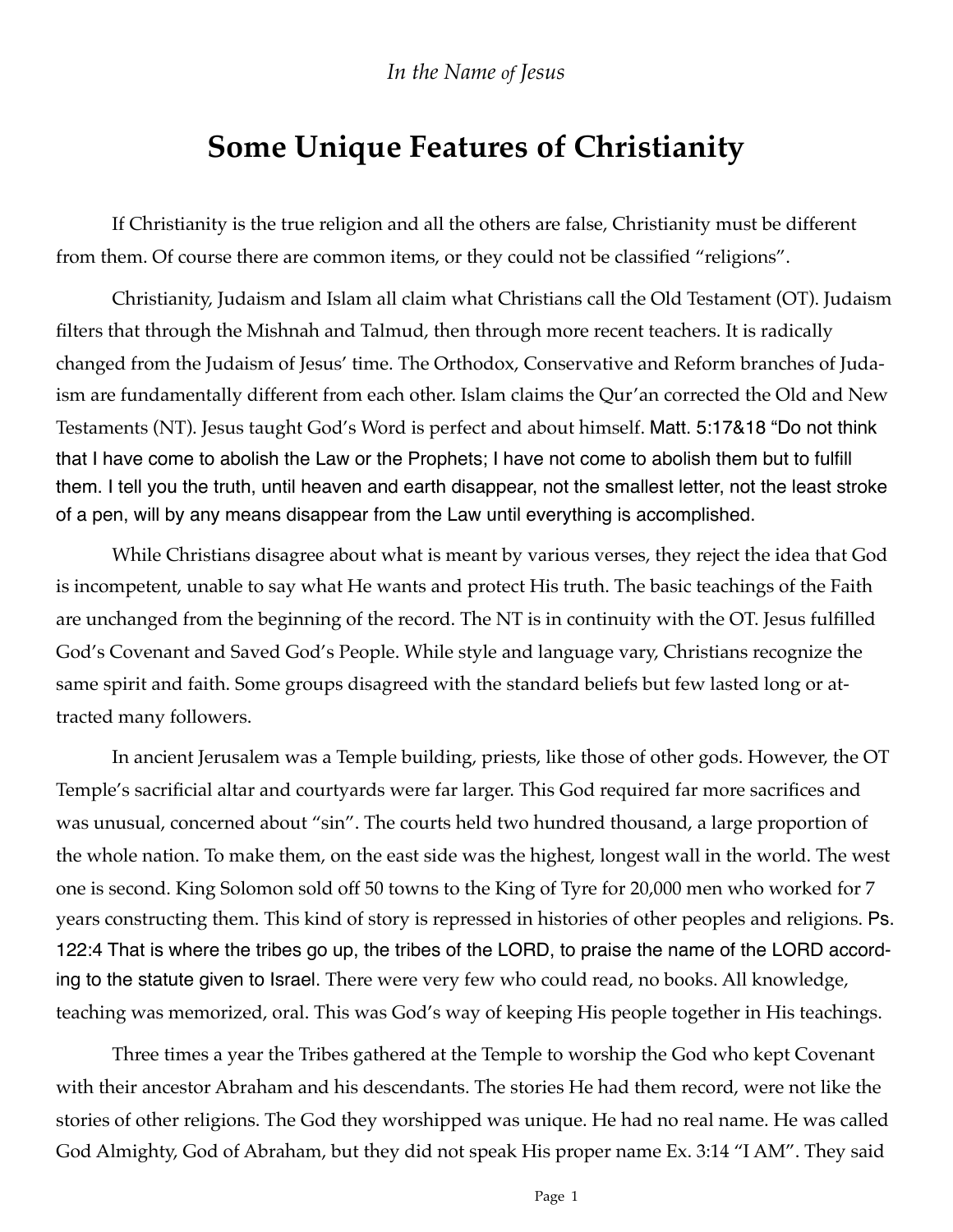*In the Name of Jesus*

# Some Unique Features of Christianity

If Christianity is the true religion and all the others are false, Christianity must be different from them. Of course there are common items, or they could not be classified "religions".

Christianity, Judaism and Islam all claim what Christians call the Old Testament (OT). Judaism filters that through the Mishnah and Talmud, then through more recent teachers. It is radically changed from the Judaism of Jesus' time. The Orthodox, Conservative and Reform branches of Judaism are fundamentally different from each other. Islam claims the Qur'an corrected the Old and New Testaments (NT). Jesus taught God's Word is perfect and about himself. Matt. 5:17&18 "Do not think that I have come to abolish the Law or the Prophets; I have not come to abolish them but to fulfill them. I tell you the truth, until heaven and earth disappear, not the smallest letter, not the least stroke of a pen, will by any means disappear from the Law until everything is accomplished.

While Christians disagree about what is meant by various verses, they reject the idea that God is incompetent, unable to say what He wants and protect His truth. The basic teachings of the Faith are unchanged from the beginning of the record. The NT is in continuity with the OT. Jesus fulfilled God's Covenant and Saved God's People. While style and language vary, Christians recognize the same spirit and faith. Some groups disagreed with the standard beliefs but few lasted long or attracted many followers.

In ancient Jerusalem was a Temple building, priests, like those of other gods. However, the OT Temple's sacrificial altar and courtyards were far larger. This God required far more sacrifices and was unusual, concerned about "sin". The courts held two hundred thousand, a large proportion of the whole nation. To make them, on the east side was the highest, longest wall in the world. The west one is second. King Solomon sold off 50 towns to the King of Tyre for 20,000 men who worked for 7 years constructing them. This kind of story is repressed in histories of other peoples and religions. Ps. 122:4 That is where the tribes go up, the tribes of the LORD, to praise the name of the LORD according to the statute given to Israel. There were very few who could read, no books. All knowledge, teaching was memorized, oral. This was God's way of keeping His people together in His teachings.

Three times a year the Tribes gathered at the Temple to worship the God who kept Covenant with their ancestor Abraham and his descendants. The stories He had them record, were not like the stories of other religions. The God they worshipped was unique. He had no real name. He was called God Almighty, God of Abraham, but they did not speak His proper name Ex. 3:14 "I AM". They said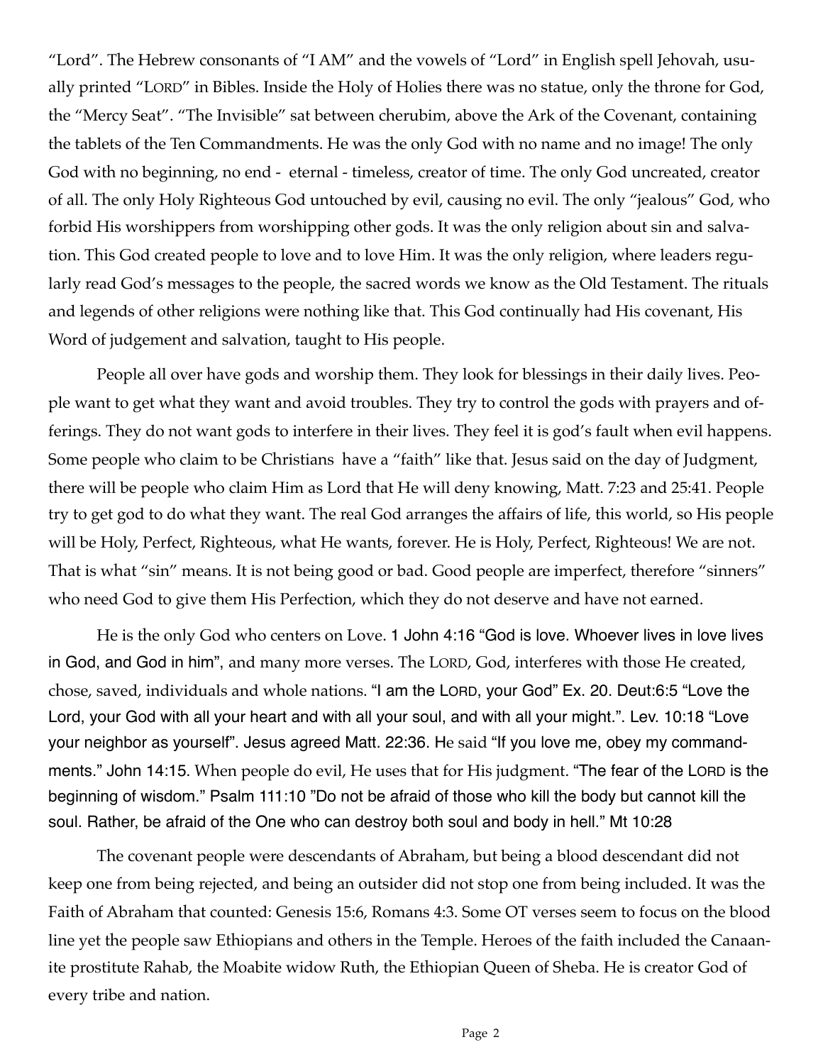"Lord". The Hebrew consonants of "I AM" and the vowels of "Lord" in English spell Jehovah, usually printed "LORD" in Bibles. Inside the Holy of Holies there was no statue, only the throne for God, the "Mercy Seat". "The Invisible" sat between cherubim, above the Ark of the Covenant, containing the tablets of the Ten Commandments. He was the only God with no name and no image! The only God with no beginning, no end - eternal - timeless, creator of time. The only God uncreated, creator of all. The only Holy Righteous God untouched by evil, causing no evil. The only "jealous" God, who forbid His worshippers from worshipping other gods. It was the only religion about sin and salvation. This God created people to love and to love Him. It was the only religion, where leaders regularly read God's messages to the people, the sacred words we know as the Old Testament. The rituals and legends of other religions were nothing like that. This God continually had His covenant, His Word of judgement and salvation, taught to His people.

People all over have gods and worship them. They look for blessings in their daily lives. People want to get what they want and avoid troubles. They try to control the gods with prayers and offerings. They do not want gods to interfere in their lives. They feel it is god's fault when evil happens. Some people who claim to be Christians have a "faith" like that. Jesus said on the day of Judgment, there will be people who claim Him as Lord that He will deny knowing, Matt. 7:23 and 25:41. People try to get god to do what they want. The real God arranges the affairs of life, this world, so His people will be Holy, Perfect, Righteous, what He wants, forever. He is Holy, Perfect, Righteous! We are not. That is what "sin" means. It is not being good or bad. Good people are imperfect, therefore "sinners" who need God to give them His Perfection, which they do not deserve and have not earned.

He is the only God who centers on Love. 1 John 4:16 "God is love. Whoever lives in love lives in God, and God in him", and many more verses. The LORD, God, interferes with those He created, chose, saved, individuals and whole nations. "I am the LORD, your God" Ex. 20. Deut:6:5 "Love the Lord, your God with all your heart and with all your soul, and with all your might.". Lev. 10:18 "Love your neighbor as yourself". Jesus agreed Matt. 22:36. He said "If you love me, obey my commandments." John 14:15. When people do evil, He uses that for His judgment. "The fear of the LORD is the beginning of wisdom." Psalm 111:10 "Do not be afraid of those who kill the body but cannot kill the soul. Rather, be afraid of the One who can destroy both soul and body in hell." Mt 10:28

The covenant people were descendants of Abraham, but being a blood descendant did not keep one from being rejected, and being an outsider did not stop one from being included. It was the Faith of Abraham that counted: Genesis 15:6, Romans 4:3. Some OT verses seem to focus on the blood line yet the people saw Ethiopians and others in the Temple. Heroes of the faith included the Canaanite prostitute Rahab, the Moabite widow Ruth, the Ethiopian Queen of Sheba. He is creator God of every tribe and nation.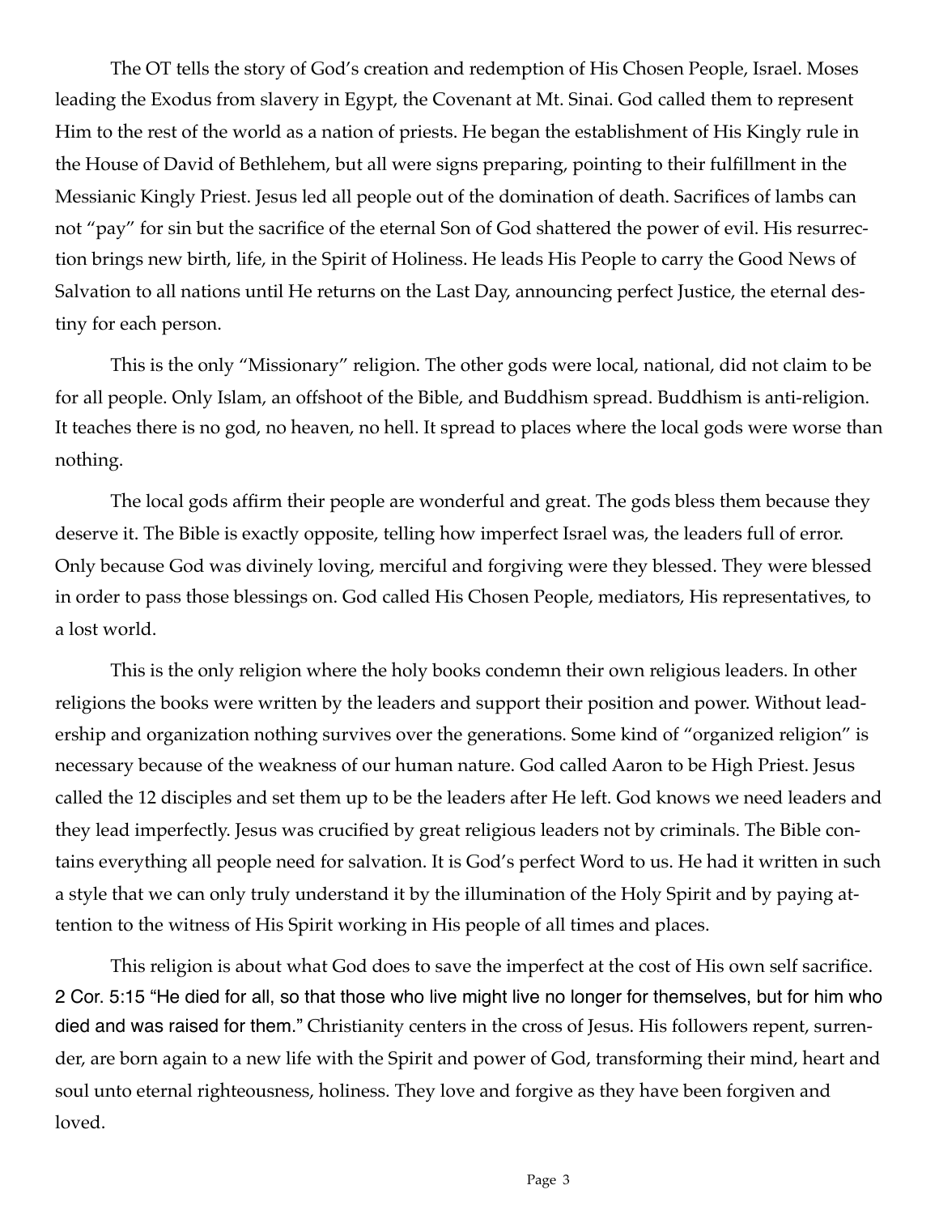The OT tells the story of God's creation and redemption of His Chosen People, Israel. Moses leading the Exodus from slavery in Egypt, the Covenant at Mt. Sinai. God called them to represent Him to the rest of the world as a nation of priests. He began the establishment of His Kingly rule in the House of David of Bethlehem, but all were signs preparing, pointing to their fulfillment in the Messianic Kingly Priest. Jesus led all people out of the domination of death. Sacrifices of lambs can not "pay" for sin but the sacrifice of the eternal Son of God shattered the power of evil. His resurrection brings new birth, life, in the Spirit of Holiness. He leads His People to carry the Good News of Salvation to all nations until He returns on the Last Day, announcing perfect Justice, the eternal destiny for each person.

This is the only "Missionary" religion. The other gods were local, national, did not claim to be for all people. Only Islam, an offshoot of the Bible, and Buddhism spread. Buddhism is anti-religion. It teaches there is no god, no heaven, no hell. It spread to places where the local gods were worse than nothing.

The local gods affirm their people are wonderful and great. The gods bless them because they deserve it. The Bible is exactly opposite, telling how imperfect Israel was, the leaders full of error. Only because God was divinely loving, merciful and forgiving were they blessed. They were blessed in order to pass those blessings on. God called His Chosen People, mediators, His representatives, to a lost world.

This is the only religion where the holy books condemn their own religious leaders. In other religions the books were written by the leaders and support their position and power. Without leadership and organization nothing survives over the generations. Some kind of "organized religion" is necessary because of the weakness of our human nature. God called Aaron to be High Priest. Jesus called the 12 disciples and set them up to be the leaders after He left. God knows we need leaders and they lead imperfectly. Jesus was crucified by great religious leaders not by criminals. The Bible contains everything all people need for salvation. It is God's perfect Word to us. He had it written in such a style that we can only truly understand it by the illumination of the Holy Spirit and by paying attention to the witness of His Spirit working in His people of all times and places.

This religion is about what God does to save the imperfect at the cost of His own self sacrifice. 2 Cor. 5:15 "He died for all, so that those who live might live no longer for themselves, but for him who died and was raised for them." Christianity centers in the cross of Jesus. His followers repent, surrender, are born again to a new life with the Spirit and power of God, transforming their mind, heart and soul unto eternal righteousness, holiness. They love and forgive as they have been forgiven and loved.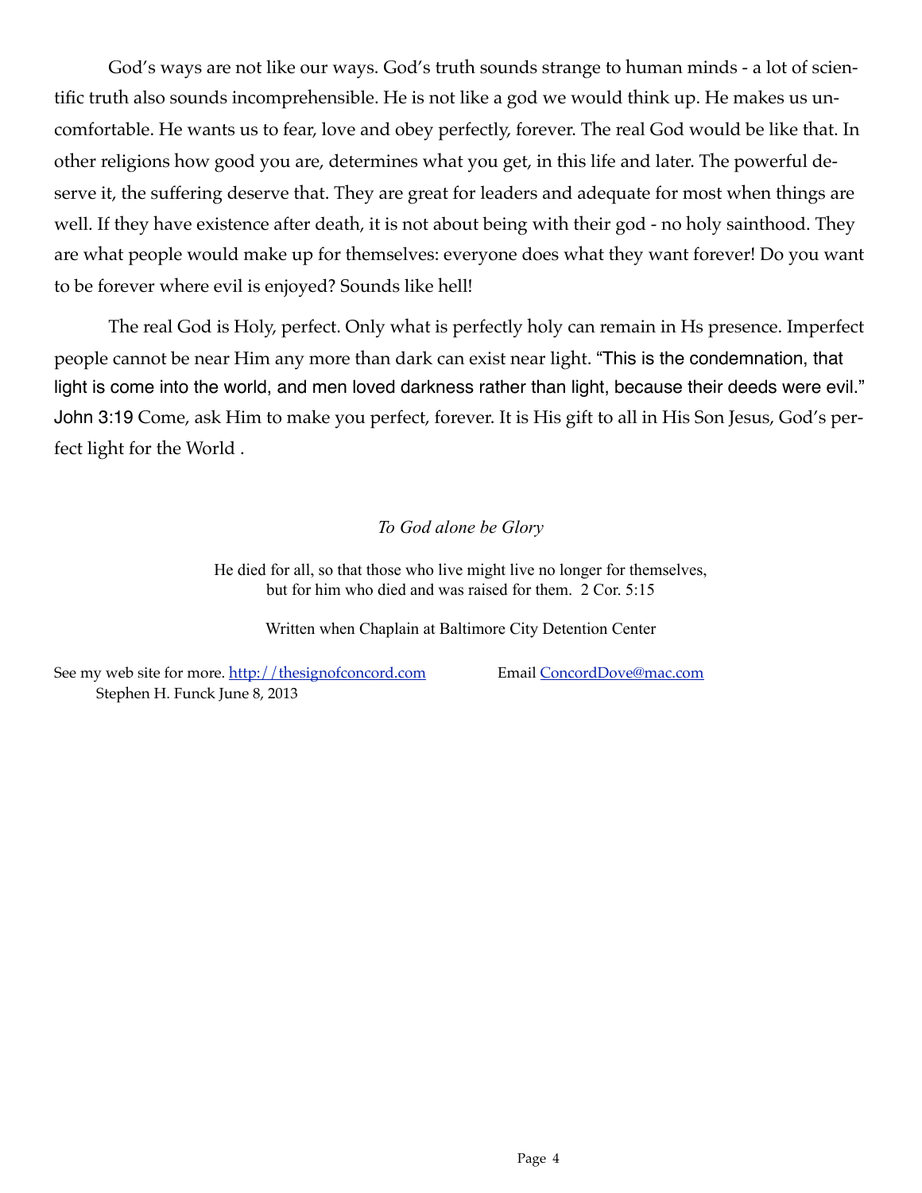God's ways are not like our ways. God's truth sounds strange to human minds - a lot of scientific truth also sounds incomprehensible. He is not like a god we would think up. He makes us uncomfortable. He wants us to fear, love and obey perfectly, forever. The real God would be like that. In other religions how good you are, determines what you get, in this life and later. The powerful deserve it, the suffering deserve that. They are great for leaders and adequate for most when things are well. If they have existence after death, it is not about being with their god - no holy sainthood. They are what people would make up for themselves: everyone does what they want forever! Do you want to be forever where evil is enjoyed? Sounds like hell!

The real God is Holy, perfect. Only what is perfectly holy can remain in Hs presence. Imperfect people cannot be near Him any more than dark can exist near light. "This is the condemnation, that light is come into the world, and men loved darkness rather than light, because their deeds were evil." John 3:19 Come, ask Him to make you perfect, forever. It is His gift to all in His Son Jesus, God's perfect light for the World .

*To God alone be Glory*

He died for all, so that those who live might live no longer for themselves, but for him who died and was raised for them. 2 Cor. 5:15

Written when Chaplain at Baltimore City Detention Center

See my web site for more. [http://thesignofconcord.com](http://thesignofconcord.com) Email [ConcordDove@mac.com](mailto:ConcordDove@mac.com)
Stephen H. Funck June 8, 2013